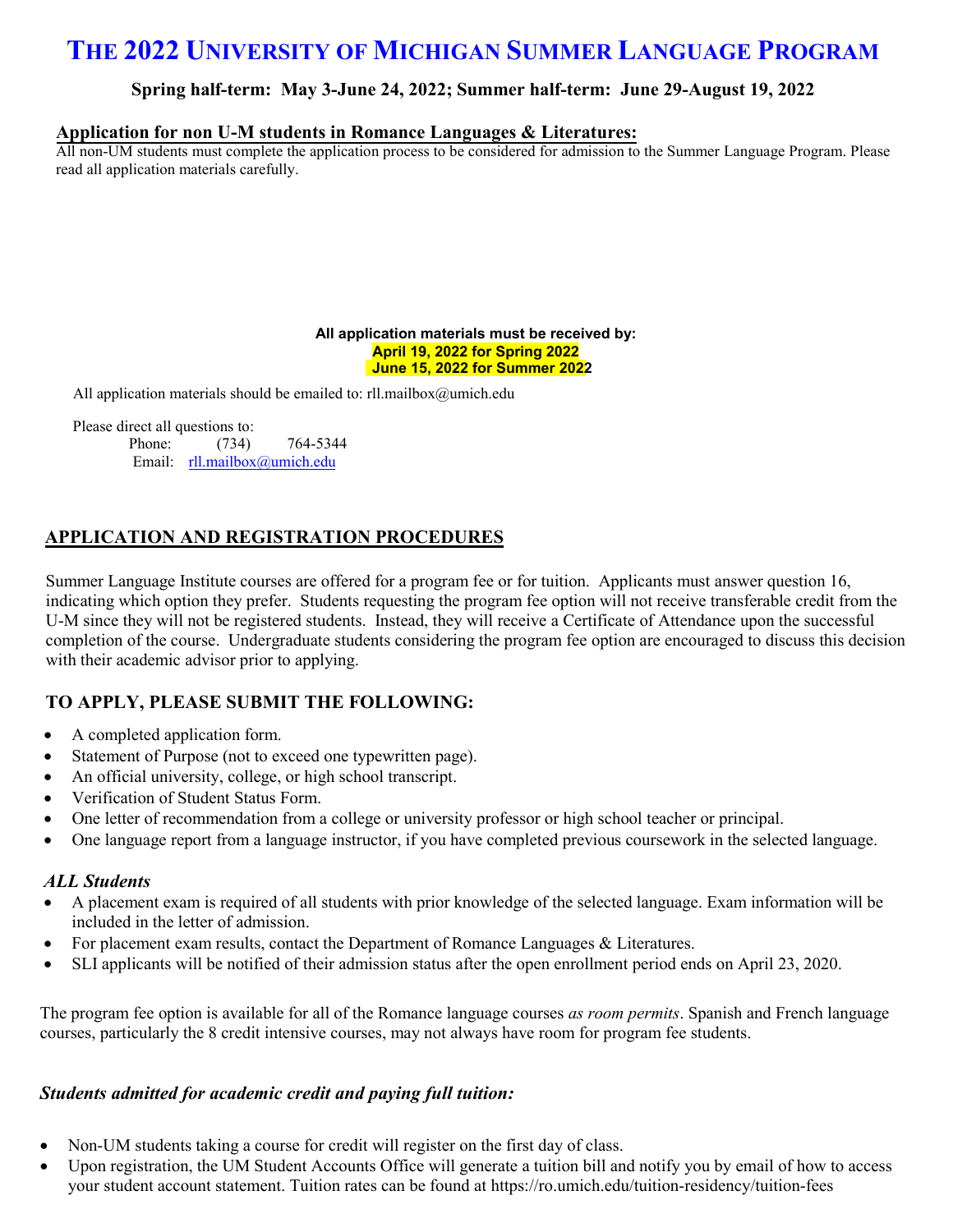# The 2022 University of Michigan Summer Language Program

**Spring half-term: May 3-June 24, 2022; Summer half-term: June 29-August 19, 2022**

## Application for non U-M students in Romance Languages & Literatures:

All non-UM students must complete the application process to be considered for admission to the Summer Language Program. Please read all application materials carefully.

**All application materials must be received by:**
**April 19, 2022 for Spring 2022**
**June 15, 2022 for Summer 2022**

All application materials should be emailed to: rll.mailbox@umich.edu

Please direct all questions to:
Phone: (734) 764-5344
Email: rll.mailbox@umich.edu

## APPLICATION AND REGISTRATION PROCEDURES

Summer Language Institute courses are offered for a program fee or for tuition. Applicants must answer question 16, indicating which option they prefer. Students requesting the program fee option will not receive transferable credit from the U-M since they will not be registered students. Instead, they will receive a Certificate of Attendance upon the successful completion of the course. Undergraduate students considering the program fee option are encouraged to discuss this decision with their academic advisor prior to applying.

### TO APPLY, PLEASE SUBMIT THE FOLLOWING:

- A completed application form.
- Statement of Purpose (not to exceed one typewritten page).
- An official university, college, or high school transcript.
- Verification of Student Status Form.
- One letter of recommendation from a college or university professor or high school teacher or principal.
- One language report from a language instructor, if you have completed previous coursework in the selected language.

### *ALL Students*

- A placement exam is required of all students with prior knowledge of the selected language. Exam information will be included in the letter of admission.
- For placement exam results, contact the Department of Romance Languages & Literatures.
- SLI applicants will be notified of their admission status after the open enrollment period ends on April 23, 2020.

The program fee option is available for all of the Romance language courses *as room permits*. Spanish and French language courses, particularly the 8 credit intensive courses, may not always have room for program fee students.

### *Students admitted for academic credit and paying full tuition:*

- Non-UM students taking a course for credit will register on the first day of class.
- Upon registration, the UM Student Accounts Office will generate a tuition bill and notify you by email of how to access your student account statement. Tuition rates can be found at https://ro.umich.edu/tuition-residency/tuition-fees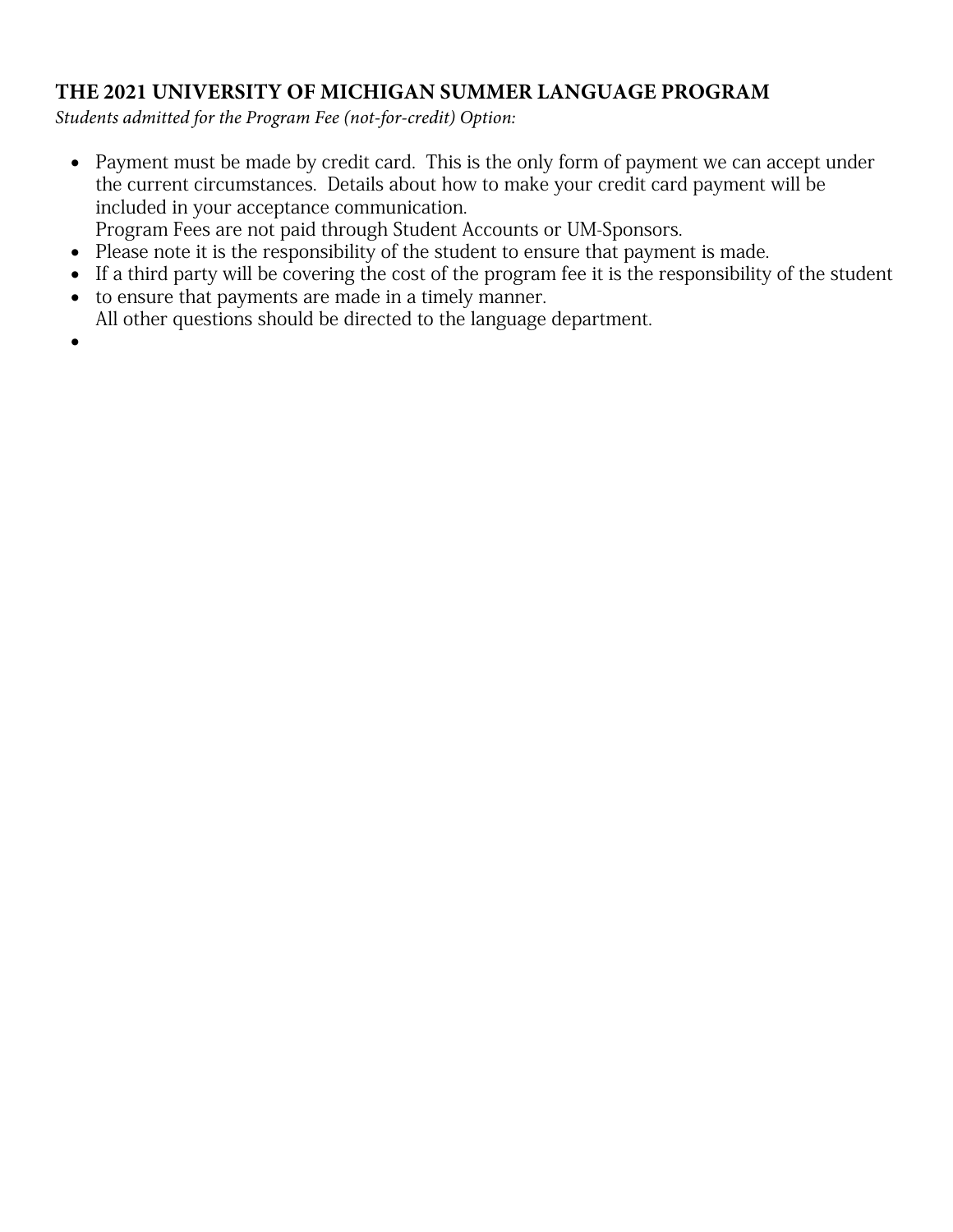**THE 2021 UNIVERSITY OF MICHIGAN SUMMER LANGUAGE PROGRAM**

*Students admitted for the Program Fee (not-for-credit) Option:*

- Payment must be made by credit card. This is the only form of payment we can accept under the current circumstances. Details about how to make your credit card payment will be included in your acceptance communication.
  Program Fees are not paid through Student Accounts or UM-Sponsors.
- Please note it is the responsibility of the student to ensure that payment is made.
- If a third party will be covering the cost of the program fee it is the responsibility of the student
- to ensure that payments are made in a timely manner.
  All other questions should be directed to the language department.
-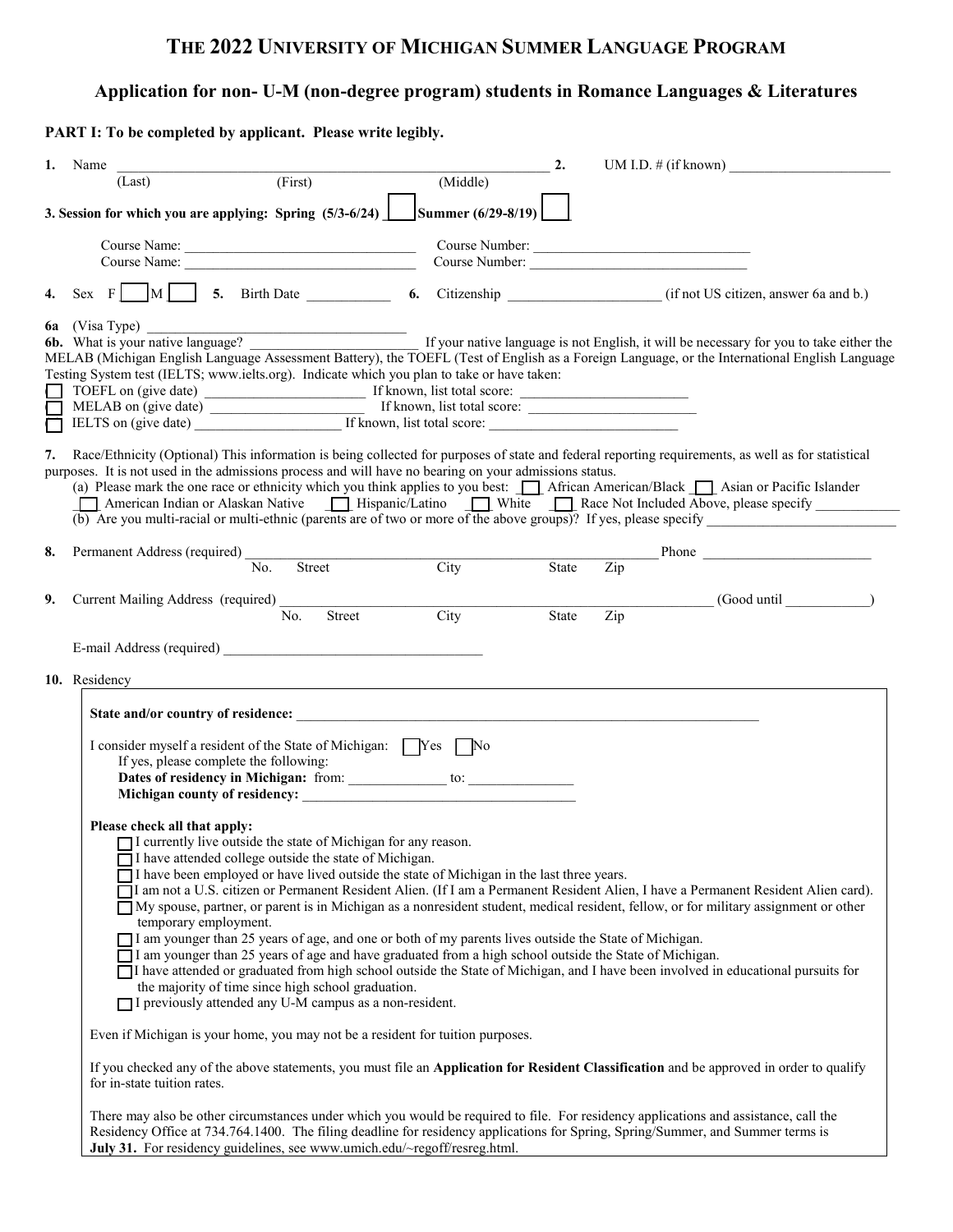# THE 2022 UNIVERSITY OF MICHIGAN SUMMER LANGUAGE PROGRAM

## Application for non- U-M (non-degree program) students in Romance Languages & Literatures

**PART I: To be completed by applicant. Please write legibly.**

**1.** Name ________________________________________________ **2.** UM I.D. # (if known) ____________________
(Last) (First) (Middle)

**3. Session for which you are applying: Spring (5/3-6/24)** ☐ **Summer (6/29-8/19)** ☐

Course Name: ____________________________ Course Number: ____________________________
Course Name: ____________________________ Course Number: ____________________________

**4.** Sex F ☐ M ☐ **5.** Birth Date __________ **6.** Citizenship ____________________ (if not US citizen, answer 6a and b.)

**6a** (Visa Type) ________________________________
**6b.** What is your native language? ______________________ If your native language is not English, it will be necessary for you to take either the MELAB (Michigan English Language Assessment Battery), the TOEFL (Test of English as a Foreign Language, or the International English Language Testing System test (IELTS; www.ielts.org). Indicate which you plan to take or have taken:

☐ TOEFL on (give date) ____________________ If known, list total score: ____________________
☐ MELAB on (give date) ____________________ If known, list total score: ____________________
☐ IELTS on (give date) ____________________ If known, list total score: ____________________

**7.** Race/Ethnicity (Optional) This information is being collected for purposes of state and federal reporting requirements, as well as for statistical purposes. It is not used in the admissions process and will have no bearing on your admissions status.
(a) Please mark the one race or ethnicity which you think applies to you best: ☐ African American/Black ☐ Asian or Pacific Islander ☐ American Indian or Alaskan Native ☐ Hispanic/Latino ☐ White ☐ Race Not Included Above, please specify __________
(b) Are you multi-racial or multi-ethnic (parents are of two or more of the above groups)? If yes, please specify ____________________

**8.** Permanent Address (required) ________________________________________________ Phone ____________________
No. Street City State Zip

**9.** Current Mailing Address (required) ________________________________________________ (Good until __________)
No. Street City State Zip

E-mail Address (required) ________________________________

**10.** Residency

**State and/or country of residence:** ____________________________________________

I consider myself a resident of the State of Michigan: ☐ Yes ☐ No
If yes, please complete the following:
**Dates of residency in Michigan:** from: ____________ to: ____________
**Michigan county of residency:** ________________________________

**Please check all that apply:**

- ☐ I currently live outside the state of Michigan for any reason.
- ☐ I have attended college outside the state of Michigan.
- ☐ I have been employed or have lived outside the state of Michigan in the last three years.
- ☐ I am not a U.S. citizen or Permanent Resident Alien. (If I am a Permanent Resident Alien, I have a Permanent Resident Alien card).
- ☐ My spouse, partner, or parent is in Michigan as a nonresident student, medical resident, fellow, or for military assignment or other temporary employment.
- ☐ I am younger than 25 years of age, and one or both of my parents lives outside the State of Michigan.
- ☐ I am younger than 25 years of age and have graduated from a high school outside the State of Michigan.
- ☐ I have attended or graduated from high school outside the State of Michigan, and I have been involved in educational pursuits for the majority of time since high school graduation.
- ☐ I previously attended any U-M campus as a non-resident.

Even if Michigan is your home, you may not be a resident for tuition purposes.

If you checked any of the above statements, you must file an **Application for Resident Classification** and be approved in order to qualify for in-state tuition rates.

There may also be other circumstances under which you would be required to file. For residency applications and assistance, call the Residency Office at 734.764.1400. The filing deadline for residency applications for Spring, Spring/Summer, and Summer terms is **July 31.** For residency guidelines, see www.umich.edu/~regoff/resreg.html.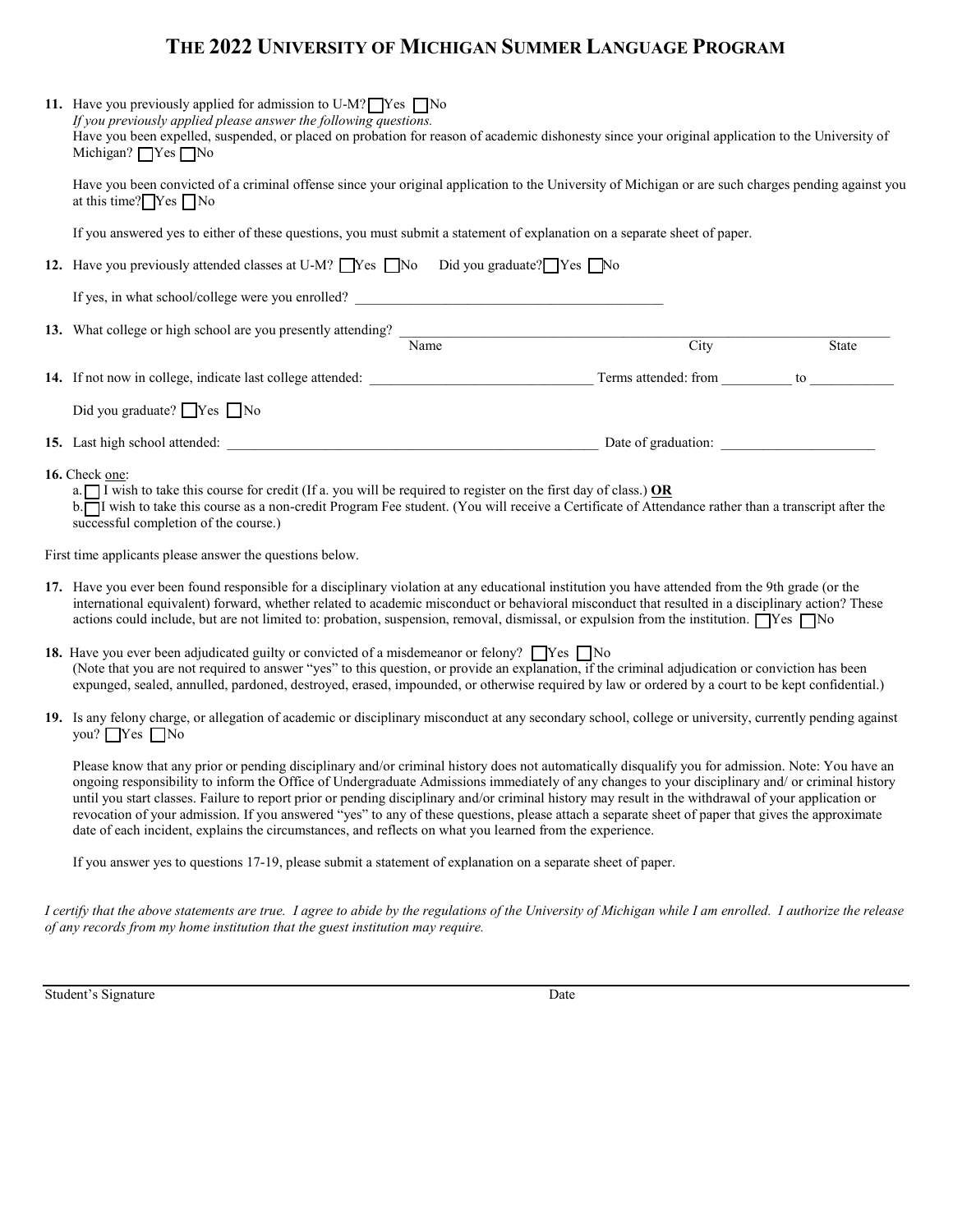# THE 2022 UNIVERSITY OF MICHIGAN SUMMER LANGUAGE PROGRAM

**11.** Have you previously applied for admission to U-M? ☐ Yes ☐ No

*If you previously applied please answer the following questions.*

Have you been expelled, suspended, or placed on probation for reason of academic dishonesty since your original application to the University of Michigan? ☐ Yes ☐ No

Have you been convicted of a criminal offense since your original application to the University of Michigan or are such charges pending against you at this time? ☐ Yes ☐ No

If you answered yes to either of these questions, you must submit a statement of explanation on a separate sheet of paper.

**12.** Have you previously attended classes at U-M? ☐ Yes ☐ No  Did you graduate? ☐ Yes ☐ No

If yes, in what school/college were you enrolled? ____________________________________________

**13.** What college or high school are you presently attending? ____________________________________________

Name  City  State

**14.** If not now in college, indicate last college attended: _______________________________ Terms attended: from __________ to ___________

Did you graduate? ☐ Yes ☐ No

**15.** Last high school attended: ______________________________________________________ Date of graduation: _____________________

**16.** Check one:

a. ☐ I wish to take this course for credit (If a. you will be required to register on the first day of class.) **OR**

b. ☐ I wish to take this course as a non-credit Program Fee student. (You will receive a Certificate of Attendance rather than a transcript after the successful completion of the course.)

First time applicants please answer the questions below.

**17.** Have you ever been found responsible for a disciplinary violation at any educational institution you have attended from the 9th grade (or the international equivalent) forward, whether related to academic misconduct or behavioral misconduct that resulted in a disciplinary action? These actions could include, but are not limited to: probation, suspension, removal, dismissal, or expulsion from the institution. ☐ Yes ☐ No

**18.** Have you ever been adjudicated guilty or convicted of a misdemeanor or felony? ☐ Yes ☐ No

(Note that you are not required to answer "yes" to this question, or provide an explanation, if the criminal adjudication or conviction has been expunged, sealed, annulled, pardoned, destroyed, erased, impounded, or otherwise required by law or ordered by a court to be kept confidential.)

**19.** Is any felony charge, or allegation of academic or disciplinary misconduct at any secondary school, college or university, currently pending against you? ☐ Yes ☐ No

Please know that any prior or pending disciplinary and/or criminal history does not automatically disqualify you for admission. Note: You have an ongoing responsibility to inform the Office of Undergraduate Admissions immediately of any changes to your disciplinary and/ or criminal history until you start classes. Failure to report prior or pending disciplinary and/or criminal history may result in the withdrawal of your application or revocation of your admission. If you answered "yes" to any of these questions, please attach a separate sheet of paper that gives the approximate date of each incident, explains the circumstances, and reflects on what you learned from the experience.

If you answer yes to questions 17-19, please submit a statement of explanation on a separate sheet of paper.

*I certify that the above statements are true. I agree to abide by the regulations of the University of Michigan while I am enrolled. I authorize the release of any records from my home institution that the guest institution may require.*

_______________________________________________________________________________

Student's Signature  Date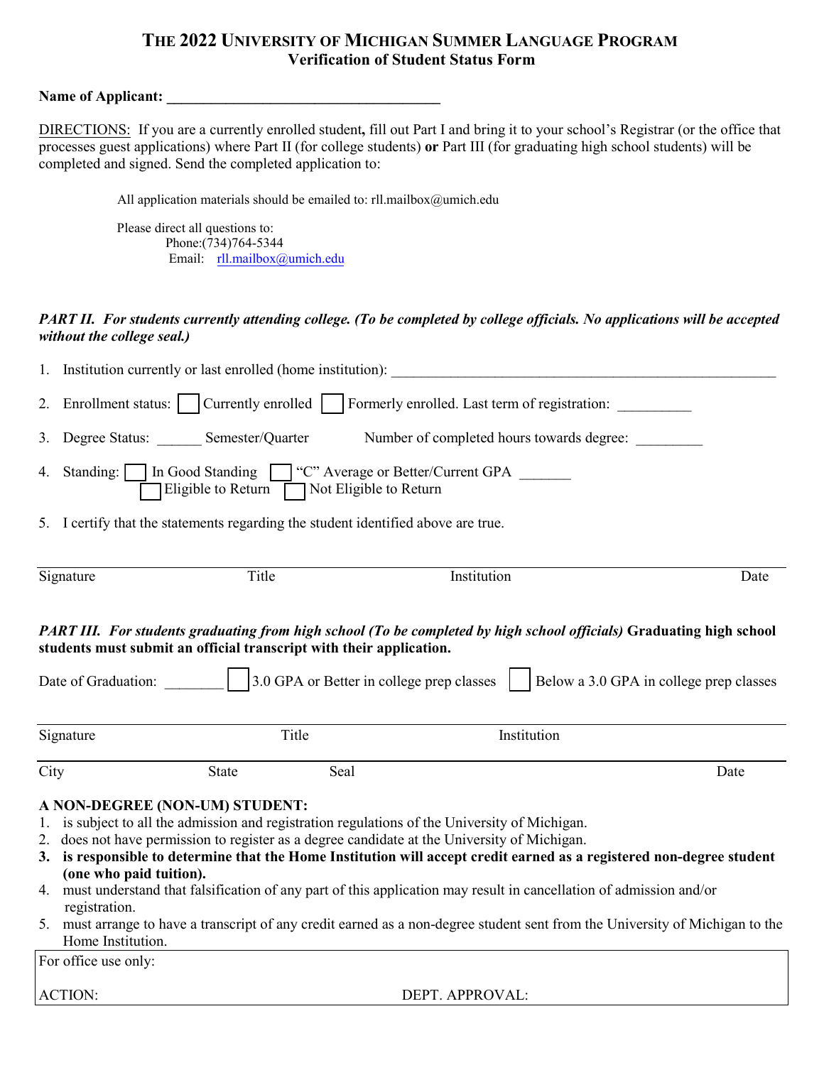# THE 2022 UNIVERSITY OF MICHIGAN SUMMER LANGUAGE PROGRAM
## Verification of Student Status Form

**Name of Applicant: \_\_\_\_\_\_\_\_\_\_\_\_\_\_\_\_\_\_\_\_\_\_\_\_\_\_\_\_\_\_\_\_\_\_\_\_\_\_**

DIRECTIONS: If you are a currently enrolled student**,** fill out Part I and bring it to your school's Registrar (or the office that processes guest applications) where Part II (for college students) **or** Part III (for graduating high school students) will be completed and signed. Send the completed application to:

All application materials should be emailed to: rll.mailbox@umich.edu

Please direct all questions to:
Phone:(734)764-5344
Email: rll.mailbox@umich.edu

***PART II. For students currently attending college. (To be completed by college officials. No applications will be accepted without the college seal.)***

1. Institution currently or last enrolled (home institution): \_\_\_\_\_\_\_\_\_\_\_\_\_\_\_\_\_\_\_\_\_\_\_\_\_\_\_\_\_\_\_\_\_\_\_\_\_\_\_\_\_\_\_\_\_\_\_\_\_\_\_\_
2. Enrollment status: ☐ Currently enrolled ☐ Formerly enrolled. Last term of registration: \_\_\_\_\_\_\_\_\_\_
3. Degree Status: \_\_\_\_\_\_ Semester/Quarter Number of completed hours towards degree: \_\_\_\_\_\_\_\_\_
4. Standing: ☐ In Good Standing ☐ "C" Average or Better/Current GPA \_\_\_\_\_\_\_
   ☐ Eligible to Return ☐ Not Eligible to Return
5. I certify that the statements regarding the student identified above are true.

| Signature | Title | Institution | Date |
|---|---|---|---|

***PART III. For students graduating from high school (To be completed by high school officials)*** **Graduating high school students must submit an official transcript with their application.**

Date of Graduation: \_\_\_\_\_\_\_\_ ☐ 3.0 GPA or Better in college prep classes ☐ Below a 3.0 GPA in college prep classes

| Signature | Title | Institution | |
|---|---|---|---|
| City | State | Seal | Date |

**A NON-DEGREE (NON-UM) STUDENT:**

1. is subject to all the admission and registration regulations of the University of Michigan.
2. does not have permission to register as a degree candidate at the University of Michigan.
3. **is responsible to determine that the Home Institution will accept credit earned as a registered non-degree student (one who paid tuition).**
4. must understand that falsification of any part of this application may result in cancellation of admission and/or registration.
5. must arrange to have a transcript of any credit earned as a non-degree student sent from the University of Michigan to the Home Institution.

| For office use only: | |
|---|---|
| ACTION: | DEPT. APPROVAL: |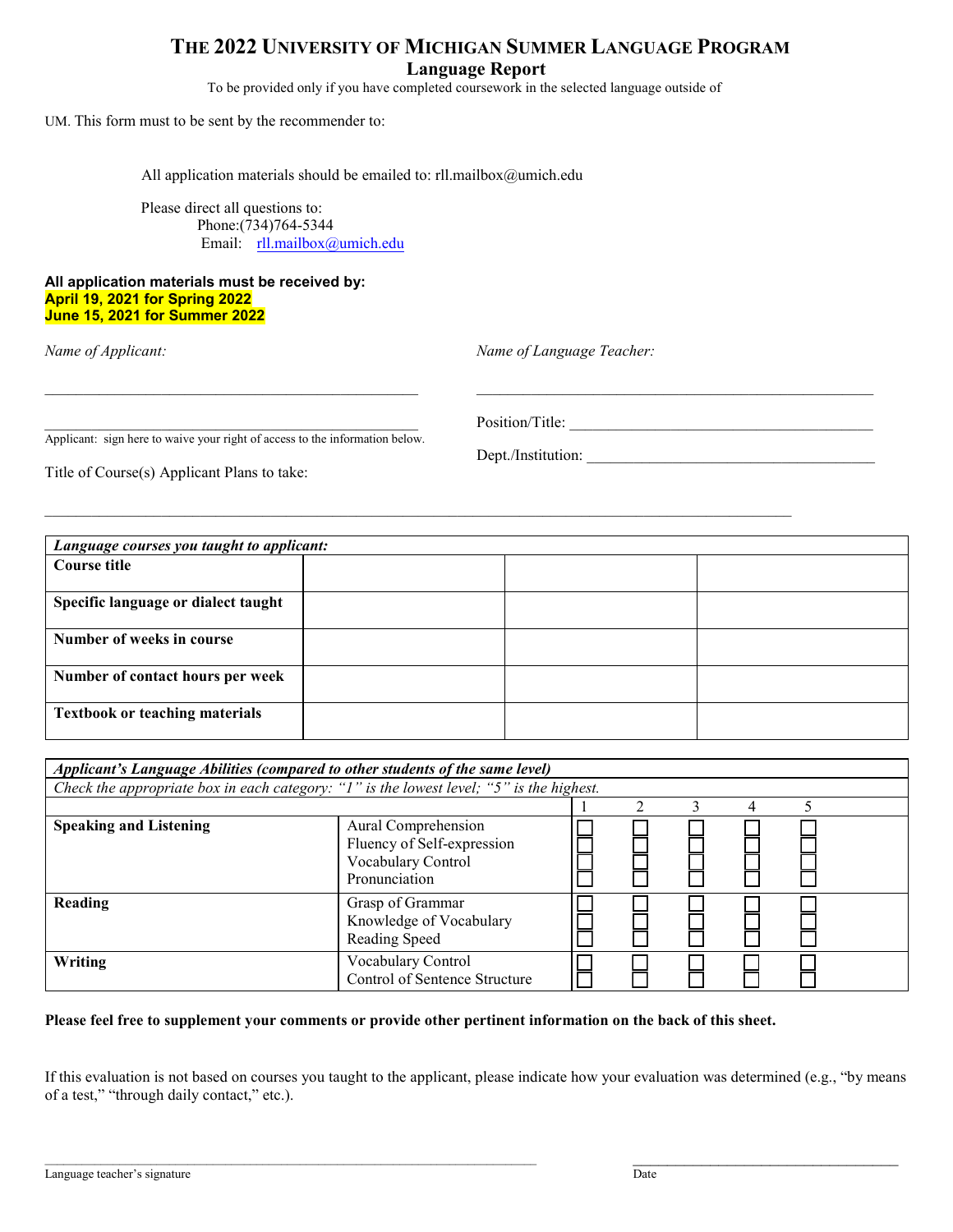# THE 2022 UNIVERSITY OF MICHIGAN SUMMER LANGUAGE PROGRAM

## Language Report

To be provided only if you have completed coursework in the selected language outside of

UM. This form must to be sent by the recommender to:

All application materials should be emailed to: rll.mailbox@umich.edu

Please direct all questions to:
Phone:(734)764-5344
Email: rll.mailbox@umich.edu

**All application materials must be received by:**
**April 19, 2021 for Spring 2022**
**June 15, 2021 for Summer 2022**

*Name of Applicant:* ______________________________

*Name of Language Teacher:* ______________________________

______________________________
Applicant: sign here to waive your right of access to the information below.

Position/Title: ______________________________

Dept./Institution: ______________________________

Title of Course(s) Applicant Plans to take:

______________________________

| *Language courses you taught to applicant:* | | | |
|---|---|---|---|
| **Course title** | | | |
| **Specific language or dialect taught** | | | |
| **Number of weeks in course** | | | |
| **Number of contact hours per week** | | | |
| **Textbook or teaching materials** | | | |

| *Applicant's Language Abilities (compared to other students of the same level)* | | | | | | |
|---|---|---|---|---|---|---|
| *Check the appropriate box in each category: "1" is the lowest level; "5" is the highest.* | | | | | | |
| | | 1 | 2 | 3 | 4 | 5 |
| **Speaking and Listening** | Aural Comprehension | ☐ | ☐ | ☐ | ☐ | ☐ |
| | Fluency of Self-expression | ☐ | ☐ | ☐ | ☐ | ☐ |
| | Vocabulary Control | ☐ | ☐ | ☐ | ☐ | ☐ |
| | Pronunciation | ☐ | ☐ | ☐ | ☐ | ☐ |
| **Reading** | Grasp of Grammar | ☐ | ☐ | ☐ | ☐ | ☐ |
| | Knowledge of Vocabulary | ☐ | ☐ | ☐ | ☐ | ☐ |
| | Reading Speed | ☐ | ☐ | ☐ | ☐ | ☐ |
| **Writing** | Vocabulary Control | ☐ | ☐ | ☐ | ☐ | ☐ |
| | Control of Sentence Structure | ☐ | ☐ | ☐ | ☐ | ☐ |

**Please feel free to supplement your comments or provide other pertinent information on the back of this sheet.**

If this evaluation is not based on courses you taught to the applicant, please indicate how your evaluation was determined (e.g., "by means of a test," "through daily contact," etc.).

______________________________
Language teacher's signature

______________________________
Date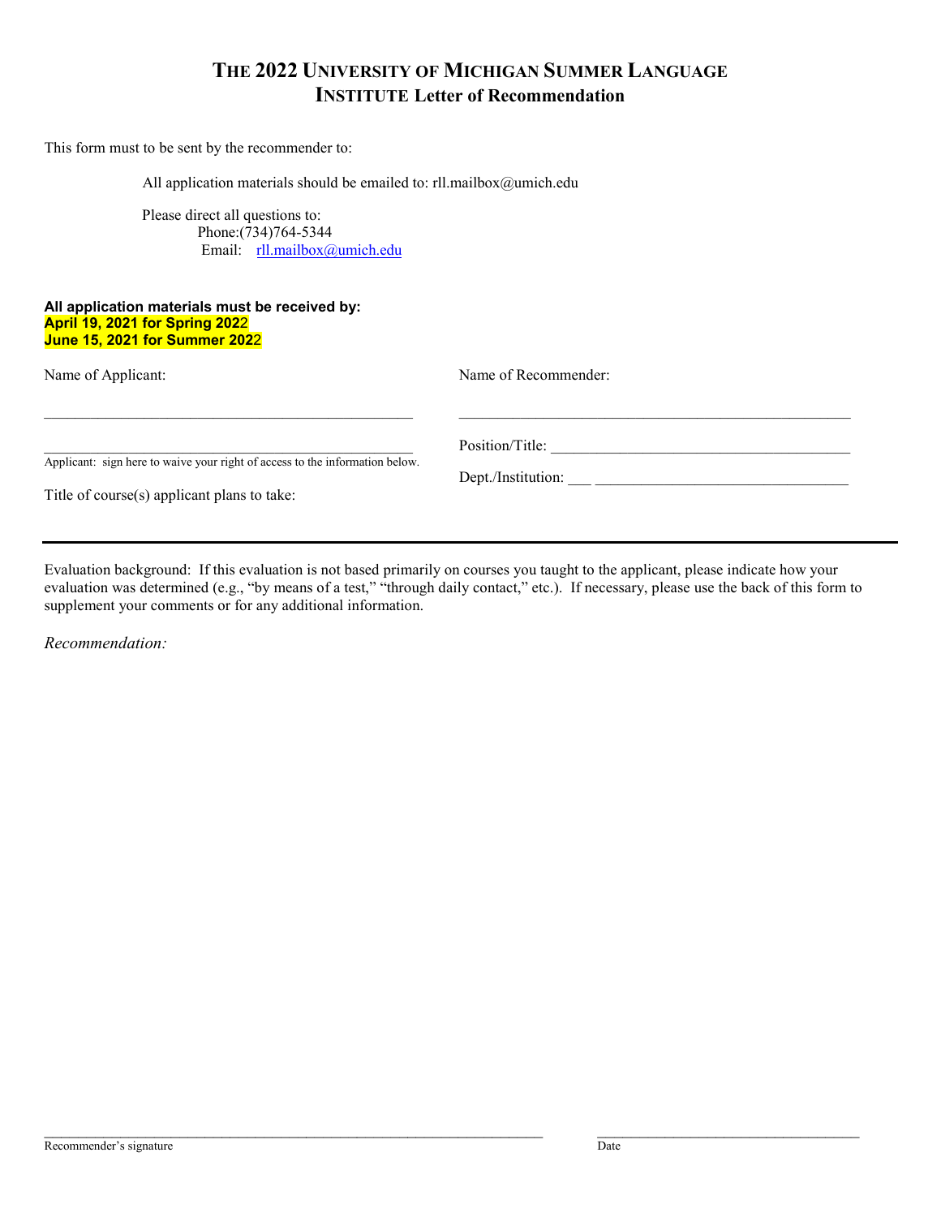# THE 2022 UNIVERSITY OF MICHIGAN SUMMER LANGUAGE INSTITUTE Letter of Recommendation

This form must to be sent by the recommender to:

All application materials should be emailed to: rll.mailbox@umich.edu

Please direct all questions to:
Phone:(734)764-5344
Email: rll.mailbox@umich.edu

**All application materials must be received by:**
**April 19, 2021 for Spring 2022**
**June 15, 2021 for Summer 2022**

Name of Applicant:

_______________________________________________

_______________________________________________
Applicant: sign here to waive your right of access to the information below.

Title of course(s) applicant plans to take:

Name of Recommender:

_______________________________________________

Position/Title: _______________________________________

Dept./Institution: ___ ________________________________

---

Evaluation background: If this evaluation is not based primarily on courses you taught to the applicant, please indicate how your evaluation was determined (e.g., "by means of a test," "through daily contact," etc.). If necessary, please use the back of this form to supplement your comments or for any additional information.

*Recommendation:*

_______________________________________________________________
Recommender's signature

_______________________________________
Date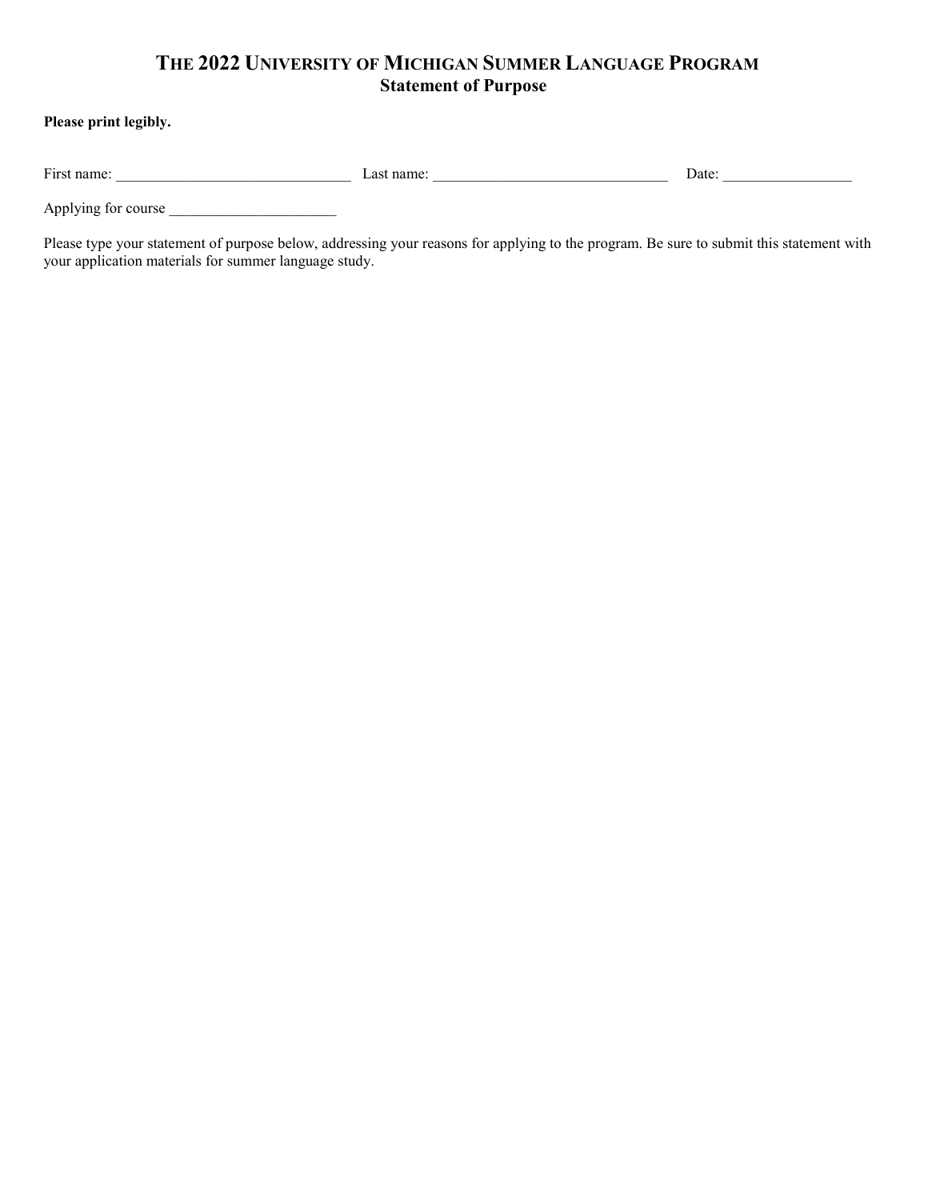# THE 2022 UNIVERSITY OF MICHIGAN SUMMER LANGUAGE PROGRAM
## Statement of Purpose

**Please print legibly.**

First name: _______________________________ Last name: _______________________________ Date: _________________

Applying for course ______________________

Please type your statement of purpose below, addressing your reasons for applying to the program. Be sure to submit this statement with your application materials for summer language study.